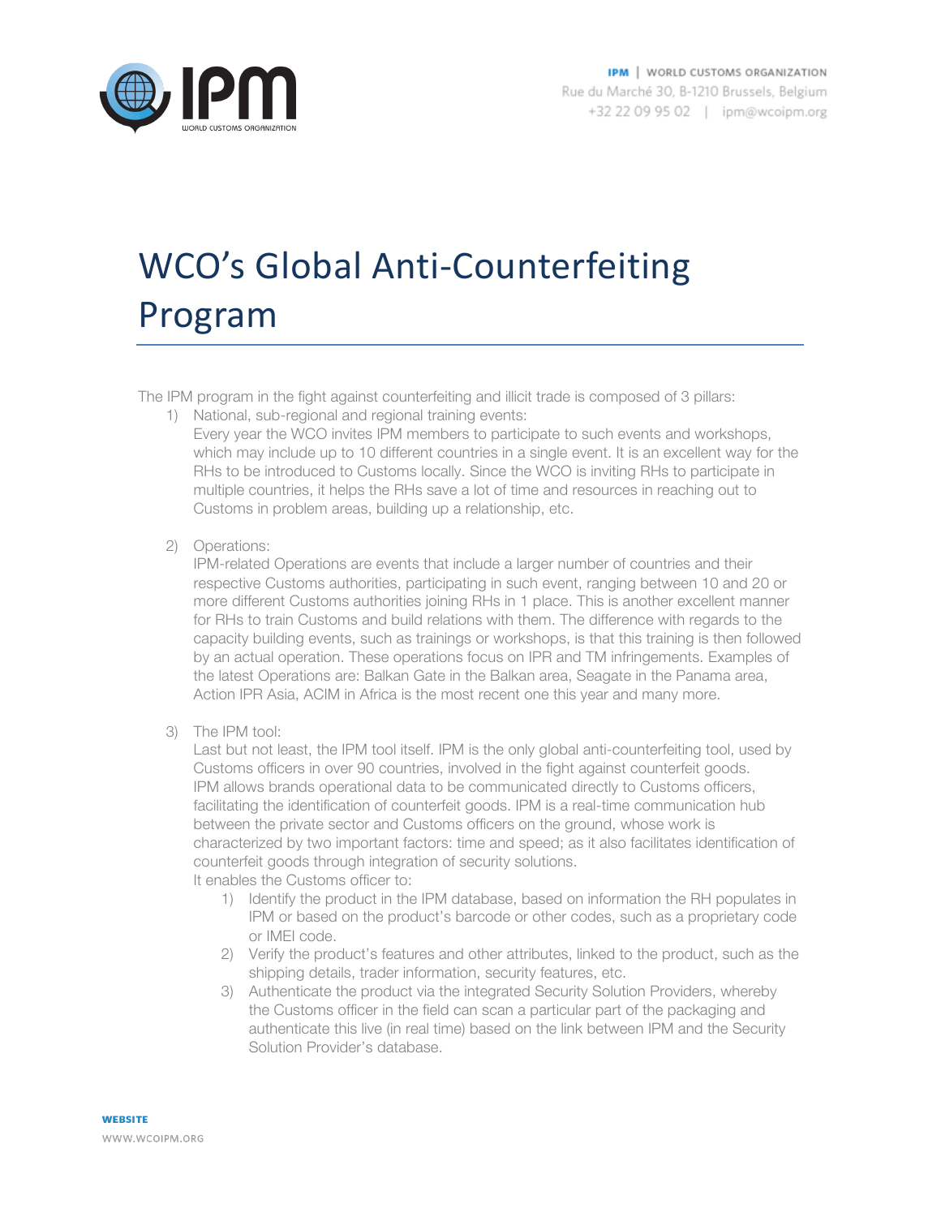# WCO's Global Anti-Counterfeiting Program

The IPM program in the fight against counterfeiting and illicit trade is composed of 3 pillars:

1) National, sub-regional and regional training events:
   Every year the WCO invites IPM members to participate to such events and workshops, which may include up to 10 different countries in a single event. It is an excellent way for the RHs to be introduced to Customs locally. Since the WCO is inviting RHs to participate in multiple countries, it helps the RHs save a lot of time and resources in reaching out to Customs in problem areas, building up a relationship, etc.

2) Operations:
   IPM-related Operations are events that include a larger number of countries and their respective Customs authorities, participating in such event, ranging between 10 and 20 or more different Customs authorities joining RHs in 1 place. This is another excellent manner for RHs to train Customs and build relations with them. The difference with regards to the capacity building events, such as trainings or workshops, is that this training is then followed by an actual operation. These operations focus on IPR and TM infringements. Examples of the latest Operations are: Balkan Gate in the Balkan area, Seagate in the Panama area, Action IPR Asia, ACIM in Africa is the most recent one this year and many more.

3) The IPM tool:
   Last but not least, the IPM tool itself. IPM is the only global anti-counterfeiting tool, used by Customs officers in over 90 countries, involved in the fight against counterfeit goods. IPM allows brands operational data to be communicated directly to Customs officers, facilitating the identification of counterfeit goods. IPM is a real-time communication hub between the private sector and Customs officers on the ground, whose work is characterized by two important factors: time and speed; as it also facilitates identification of counterfeit goods through integration of security solutions.
   It enables the Customs officer to:
   1) Identify the product in the IPM database, based on information the RH populates in IPM or based on the product's barcode or other codes, such as a proprietary code or IMEI code.
   2) Verify the product's features and other attributes, linked to the product, such as the shipping details, trader information, security features, etc.
   3) Authenticate the product via the integrated Security Solution Providers, whereby the Customs officer in the field can scan a particular part of the packaging and authenticate this live (in real time) based on the link between IPM and the Security Solution Provider's database.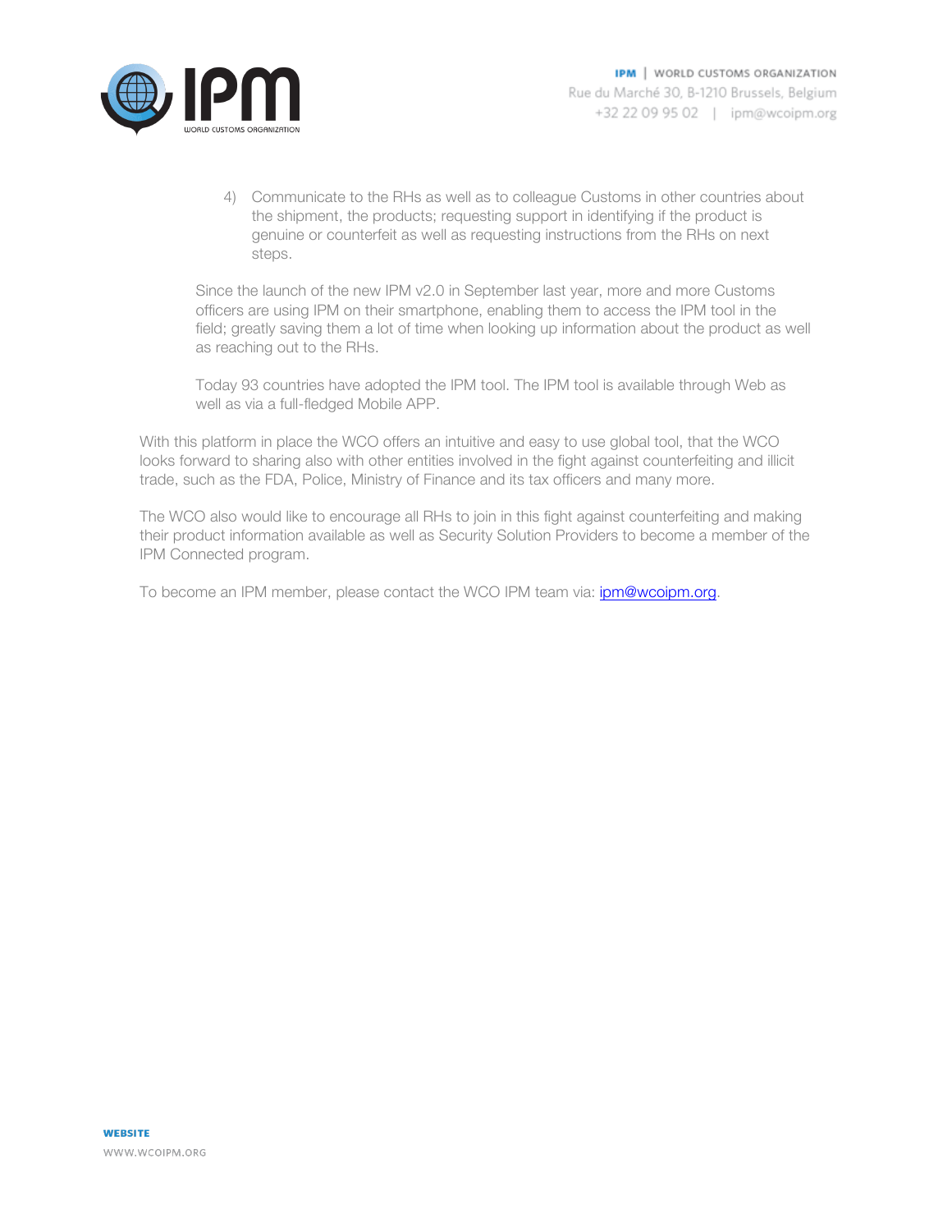4) Communicate to the RHs as well as to colleague Customs in other countries about the shipment, the products; requesting support in identifying if the product is genuine or counterfeit as well as requesting instructions from the RHs on next steps.

Since the launch of the new IPM v2.0 in September last year, more and more Customs officers are using IPM on their smartphone, enabling them to access the IPM tool in the field; greatly saving them a lot of time when looking up information about the product as well as reaching out to the RHs.

Today 93 countries have adopted the IPM tool. The IPM tool is available through Web as well as via a full-fledged Mobile APP.

With this platform in place the WCO offers an intuitive and easy to use global tool, that the WCO looks forward to sharing also with other entities involved in the fight against counterfeiting and illicit trade, such as the FDA, Police, Ministry of Finance and its tax officers and many more.

The WCO also would like to encourage all RHs to join in this fight against counterfeiting and making their product information available as well as Security Solution Providers to become a member of the IPM Connected program.

To become an IPM member, please contact the WCO IPM team via: ipm@wcoipm.org.